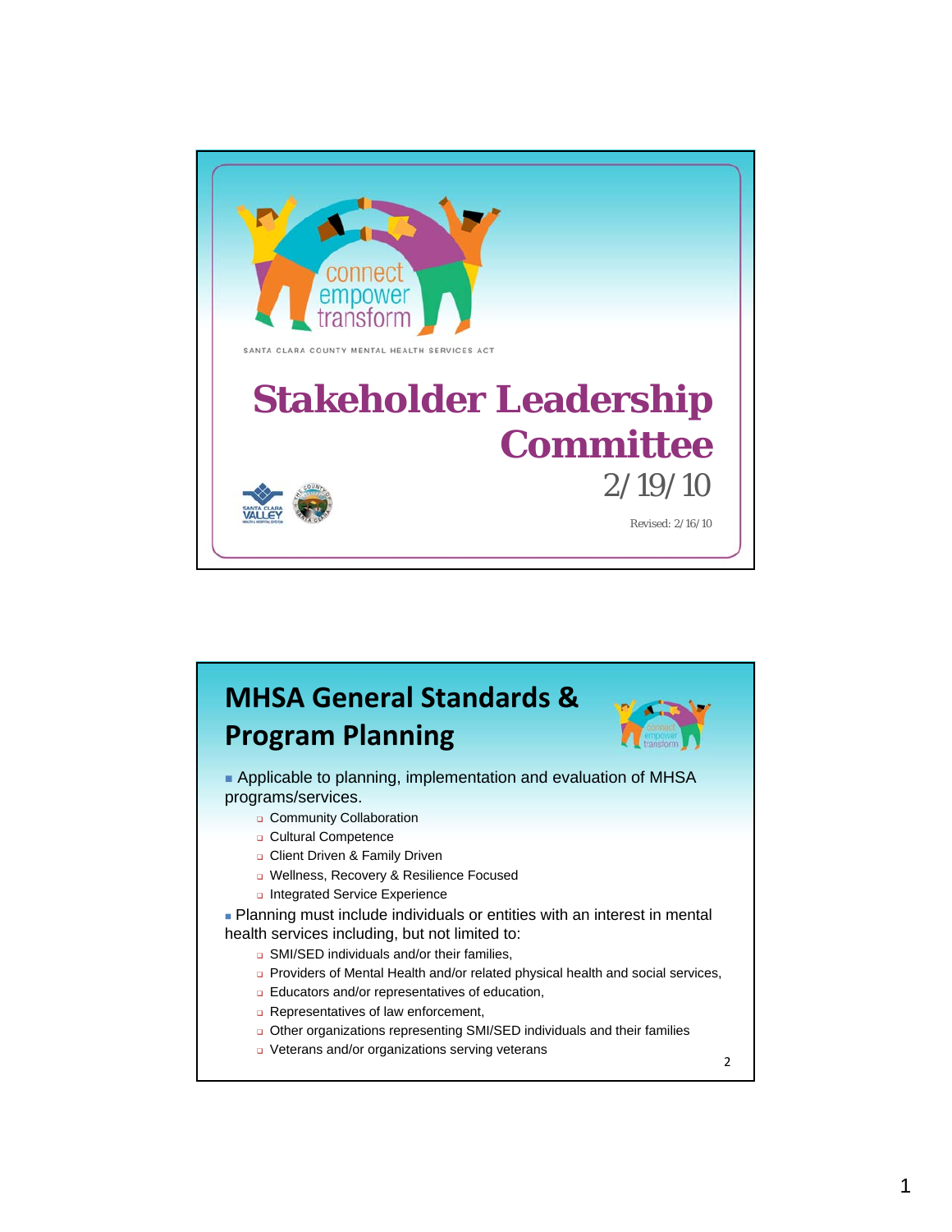connect
empower
transform

SANTA CLARA COUNTY MENTAL HEALTH SERVICES ACT

# Stakeholder Leadership Committee

2/19/10

Revised: 2/16/10

## MHSA General Standards & Program Planning

- Applicable to planning, implementation and evaluation of MHSA programs/services.
  - Community Collaboration
  - Cultural Competence
  - Client Driven & Family Driven
  - Wellness, Recovery & Resilience Focused
  - Integrated Service Experience
- Planning must include individuals or entities with an interest in mental health services including, but not limited to:
  - SMI/SED individuals and/or their families,
  - Providers of Mental Health and/or related physical health and social services,
  - Educators and/or representatives of education,
  - Representatives of law enforcement,
  - Other organizations representing SMI/SED individuals and their families
  - Veterans and/or organizations serving veterans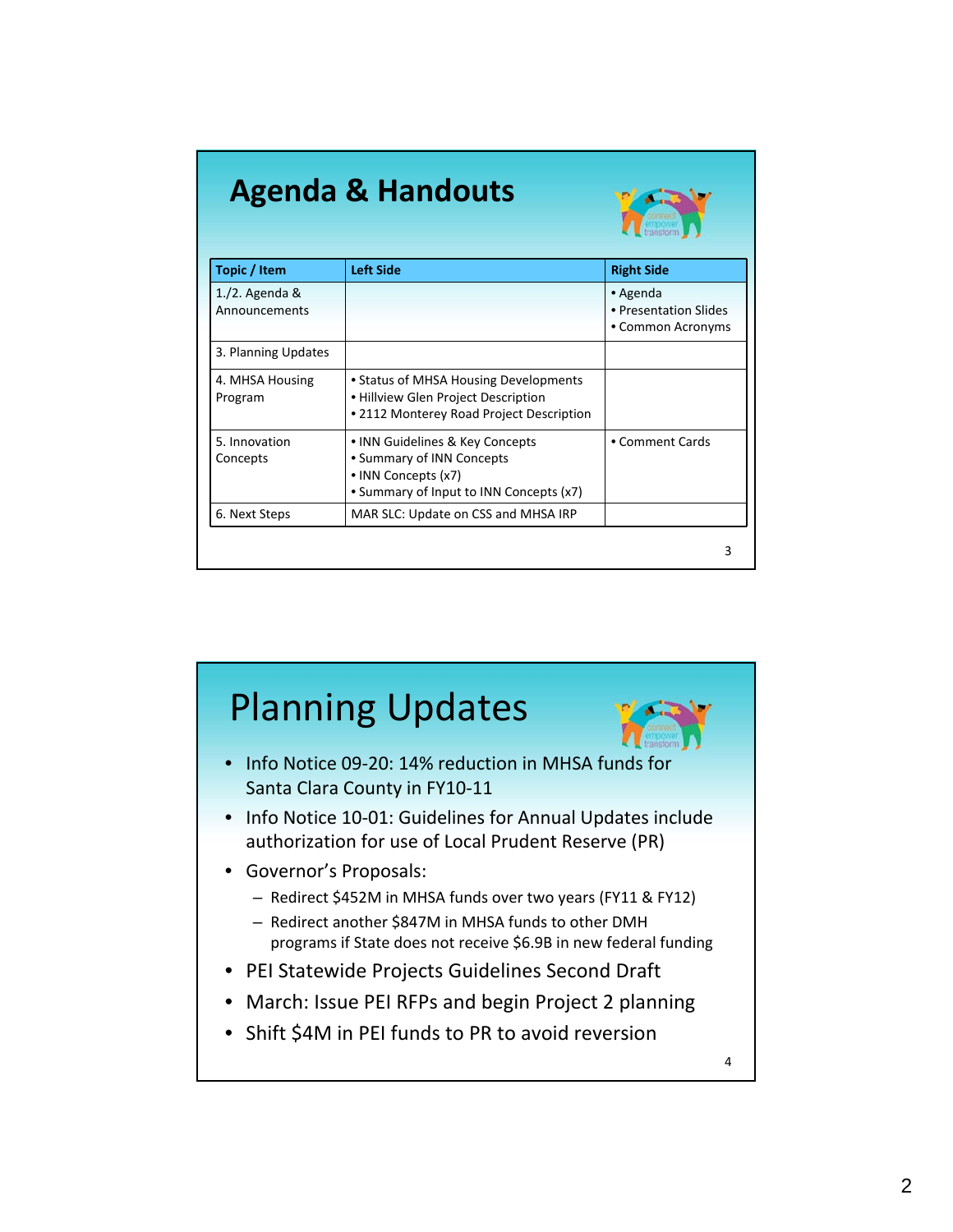## Agenda & Handouts

| Topic / Item | Left Side | Right Side |
|---|---|---|
| 1./2. Agenda & Announcements | | • Agenda<br>• Presentation Slides<br>• Common Acronyms |
| 3. Planning Updates | | |
| 4. MHSA Housing Program | • Status of MHSA Housing Developments<br>• Hillview Glen Project Description<br>• 2112 Monterey Road Project Description | |
| 5. Innovation Concepts | • INN Guidelines & Key Concepts<br>• Summary of INN Concepts<br>• INN Concepts (x7)<br>• Summary of Input to INN Concepts (x7) | • Comment Cards |
| 6. Next Steps | MAR SLC: Update on CSS and MHSA IRP | |

## Planning Updates

- Info Notice 09-20: 14% reduction in MHSA funds for Santa Clara County in FY10-11
- Info Notice 10-01: Guidelines for Annual Updates include authorization for use of Local Prudent Reserve (PR)
- Governor's Proposals:
  - Redirect $452M in MHSA funds over two years (FY11 & FY12)
  - Redirect another $847M in MHSA funds to other DMH programs if State does not receive $6.9B in new federal funding
- PEI Statewide Projects Guidelines Second Draft
- March: Issue PEI RFPs and begin Project 2 planning
- Shift $4M in PEI funds to PR to avoid reversion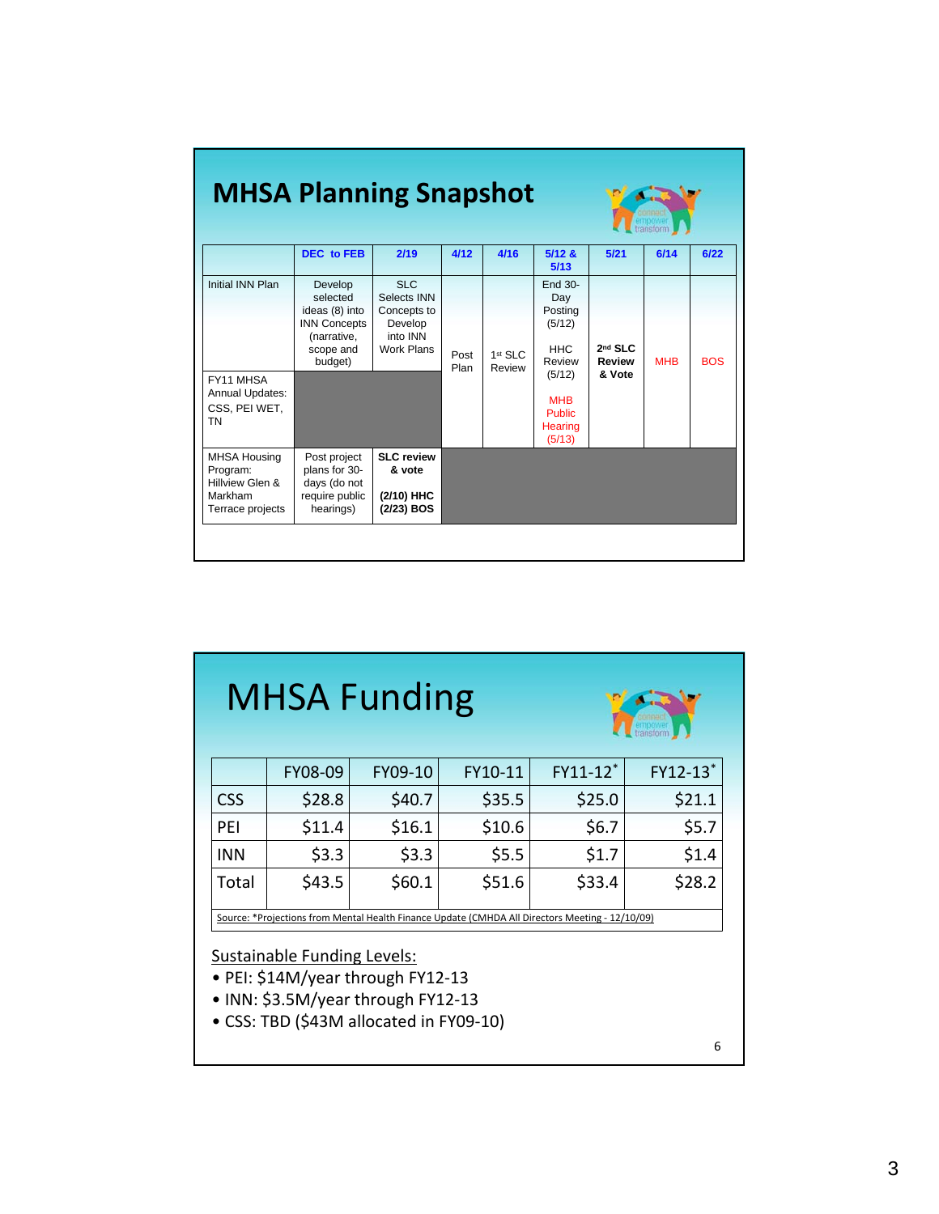# MHSA Planning Snapshot

| | DEC to FEB | 2/19 | 4/12 | 4/16 | 5/12 & 5/13 | 5/21 | 6/14 | 6/22 |
|---|---|---|---|---|---|---|---|---|
| Initial INN Plan | Develop selected ideas (8) into INN Concepts (narrative, scope and budget) | SLC Selects INN Concepts to Develop into INN Work Plans | Post Plan | 1st SLC Review | End 30-Day Posting (5/12) HHC Review (5/12) MHB Public Hearing (5/13) | **2nd SLC Review & Vote** | MHB | BOS |
| FY11 MHSA Annual Updates: CSS, PEI WET, TN | | | | | | | | |
| MHSA Housing Program: Hillview Glen & Markham Terrace projects | Post project plans for 30-days (do not require public hearings) | **SLC review & vote (2/10) HHC (2/23) BOS** | | | | | | |

# MHSA Funding

| | FY08-09 | FY09-10 | FY10-11 | FY11-12* | FY12-13* |
|---|---|---|---|---|---|
| CSS | $28.8 | $40.7 | $35.5 | $25.0 | $21.1 |
| PEI | $11.4 | $16.1 | $10.6 | $6.7 | $5.7 |
| INN | $3.3 | $3.3 | $5.5 | $1.7 | $1.4 |
| Total | $43.5 | $60.1 | $51.6 | $33.4 | $28.2 |

Source: *Projections from Mental Health Finance Update (CMHDA All Directors Meeting - 12/10/09)

Sustainable Funding Levels:

- PEI: $14M/year through FY12-13
- INN: $3.5M/year through FY12-13
- CSS: TBD ($43M allocated in FY09-10)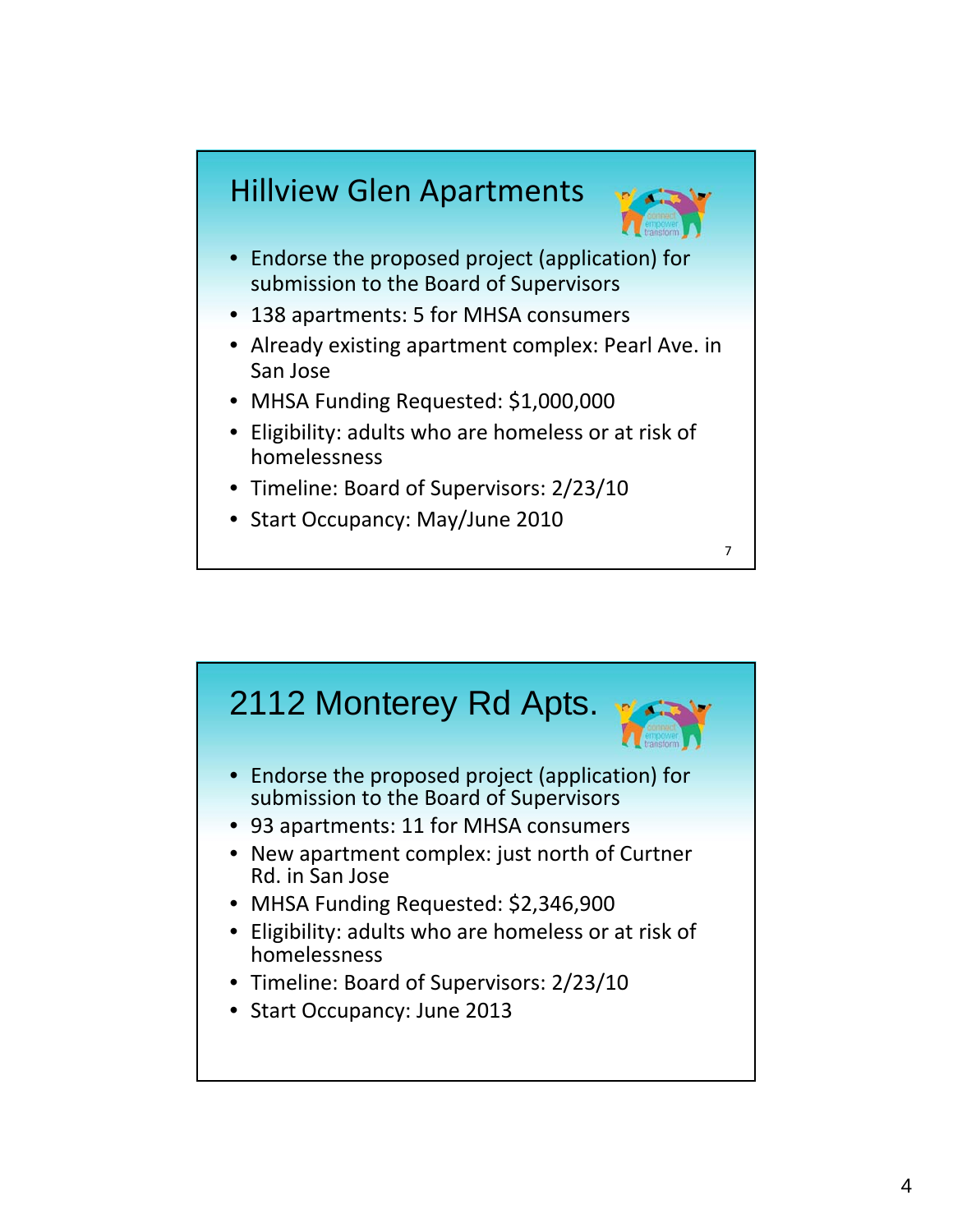## Hillview Glen Apartments

- Endorse the proposed project (application) for submission to the Board of Supervisors
- 138 apartments: 5 for MHSA consumers
- Already existing apartment complex: Pearl Ave. in San Jose
- MHSA Funding Requested: $1,000,000
- Eligibility: adults who are homeless or at risk of homelessness
- Timeline: Board of Supervisors: 2/23/10
- Start Occupancy: May/June 2010

## 2112 Monterey Rd Apts.

- Endorse the proposed project (application) for submission to the Board of Supervisors
- 93 apartments: 11 for MHSA consumers
- New apartment complex: just north of Curtner Rd. in San Jose
- MHSA Funding Requested: $2,346,900
- Eligibility: adults who are homeless or at risk of homelessness
- Timeline: Board of Supervisors: 2/23/10
- Start Occupancy: June 2013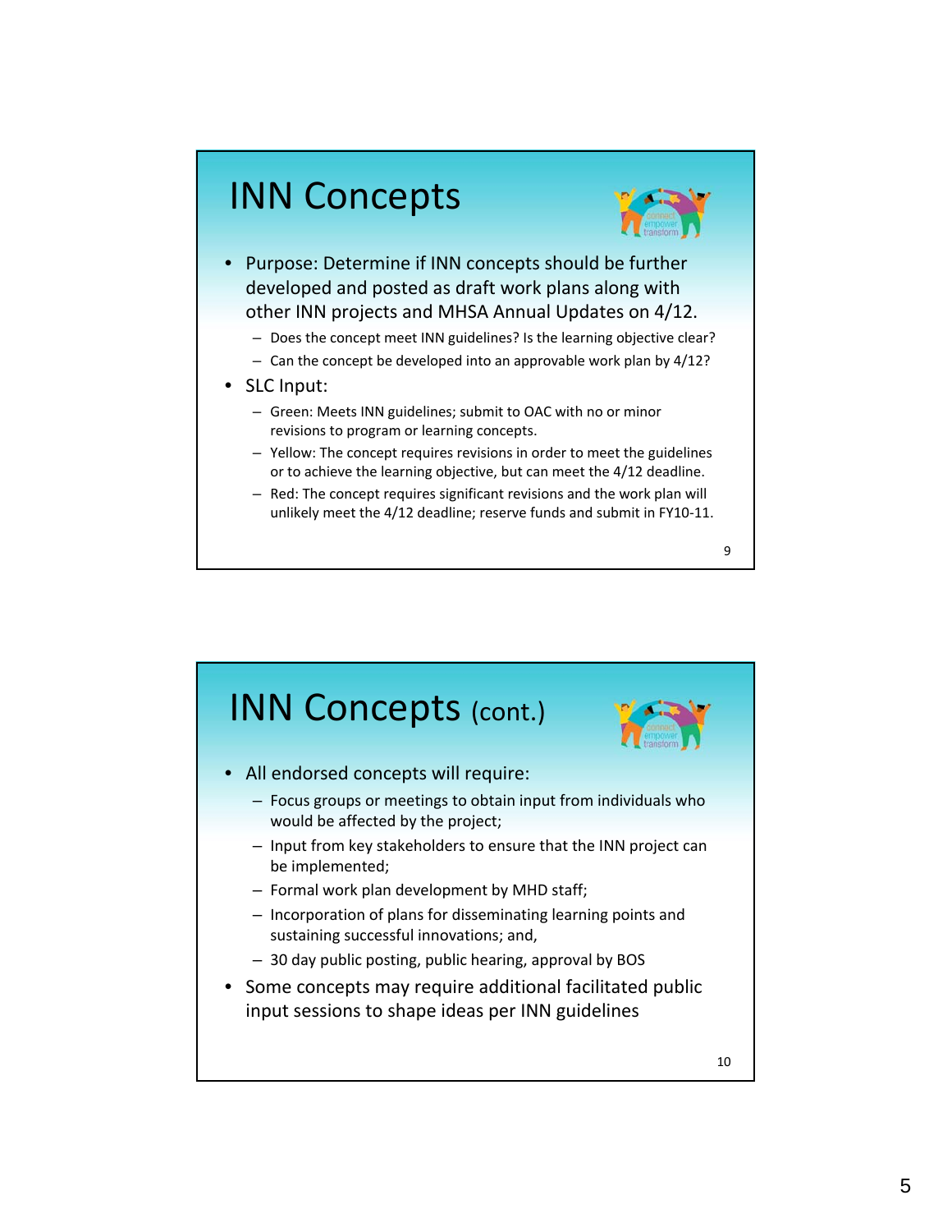# INN Concepts

- Purpose: Determine if INN concepts should be further developed and posted as draft work plans along with other INN projects and MHSA Annual Updates on 4/12.
  - Does the concept meet INN guidelines? Is the learning objective clear?
  - Can the concept be developed into an approvable work plan by 4/12?
- SLC Input:
  - Green: Meets INN guidelines; submit to OAC with no or minor revisions to program or learning concepts.
  - Yellow: The concept requires revisions in order to meet the guidelines or to achieve the learning objective, but can meet the 4/12 deadline.
  - Red: The concept requires significant revisions and the work plan will unlikely meet the 4/12 deadline; reserve funds and submit in FY10-11.

# INN Concepts (cont.)

- All endorsed concepts will require:
  - Focus groups or meetings to obtain input from individuals who would be affected by the project;
  - Input from key stakeholders to ensure that the INN project can be implemented;
  - Formal work plan development by MHD staff;
  - Incorporation of plans for disseminating learning points and sustaining successful innovations; and,
  - 30 day public posting, public hearing, approval by BOS
- Some concepts may require additional facilitated public input sessions to shape ideas per INN guidelines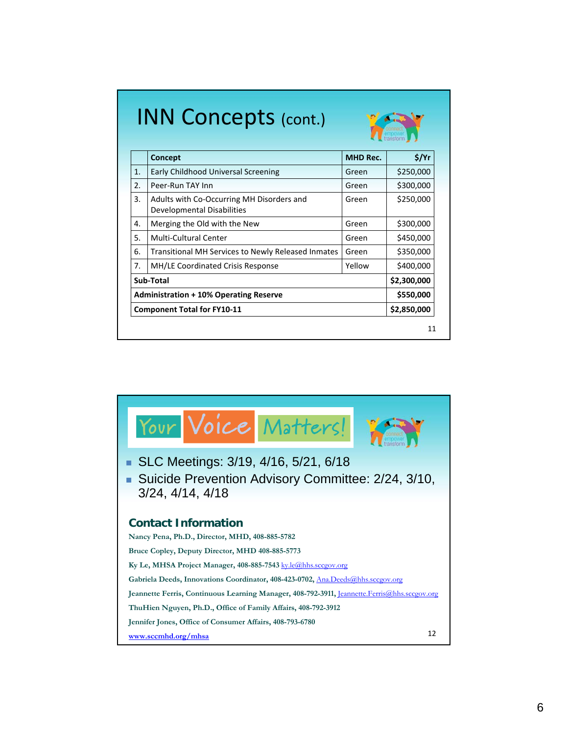# INN Concepts (cont.)

| | Concept | MHD Rec. | $/Yr |
|---|---|---|---|
| 1. | Early Childhood Universal Screening | Green | $250,000 |
| 2. | Peer-Run TAY Inn | Green | $300,000 |
| 3. | Adults with Co-Occurring MH Disorders and Developmental Disabilities | Green | $250,000 |
| 4. | Merging the Old with the New | Green | $300,000 |
| 5. | Multi-Cultural Center | Green | $450,000 |
| 6. | Transitional MH Services to Newly Released Inmates | Green | $350,000 |
| 7. | MH/LE Coordinated Crisis Response | Yellow | $400,000 |
| **Sub-Total** | | | **$2,300,000** |
| **Administration + 10% Operating Reserve** | | | **$550,000** |
| **Component Total for FY10-11** | | | **$2,850,000** |

# Your Voice Matters!

- SLC Meetings: 3/19, 4/16, 5/21, 6/18
- Suicide Prevention Advisory Committee: 2/24, 3/10, 3/24, 4/14, 4/18

## Contact Information

**Nancy Pena, Ph.D., Director, MHD, 408-885-5782**

**Bruce Copley, Deputy Director, MHD 408-885-5773**

**Ky Le, MHSA Project Manager, 408-885-7543** ky.le@hhs.sccgov.org

**Gabriela Deeds, Innovations Coordinator, 408-423-0702,** Ana.Deeds@hhs.sccgov.org

**Jeannette Ferris, Continuous Learning Manager, 408-792-3911,** Jeannette.Ferris@hhs.sccgov.org

**ThuHien Nguyen, Ph.D., Office of Family Affairs, 408-792-3912**

**Jennifer Jones, Office of Consumer Affairs, 408-793-6780**

www.sccmhd.org/mhsa